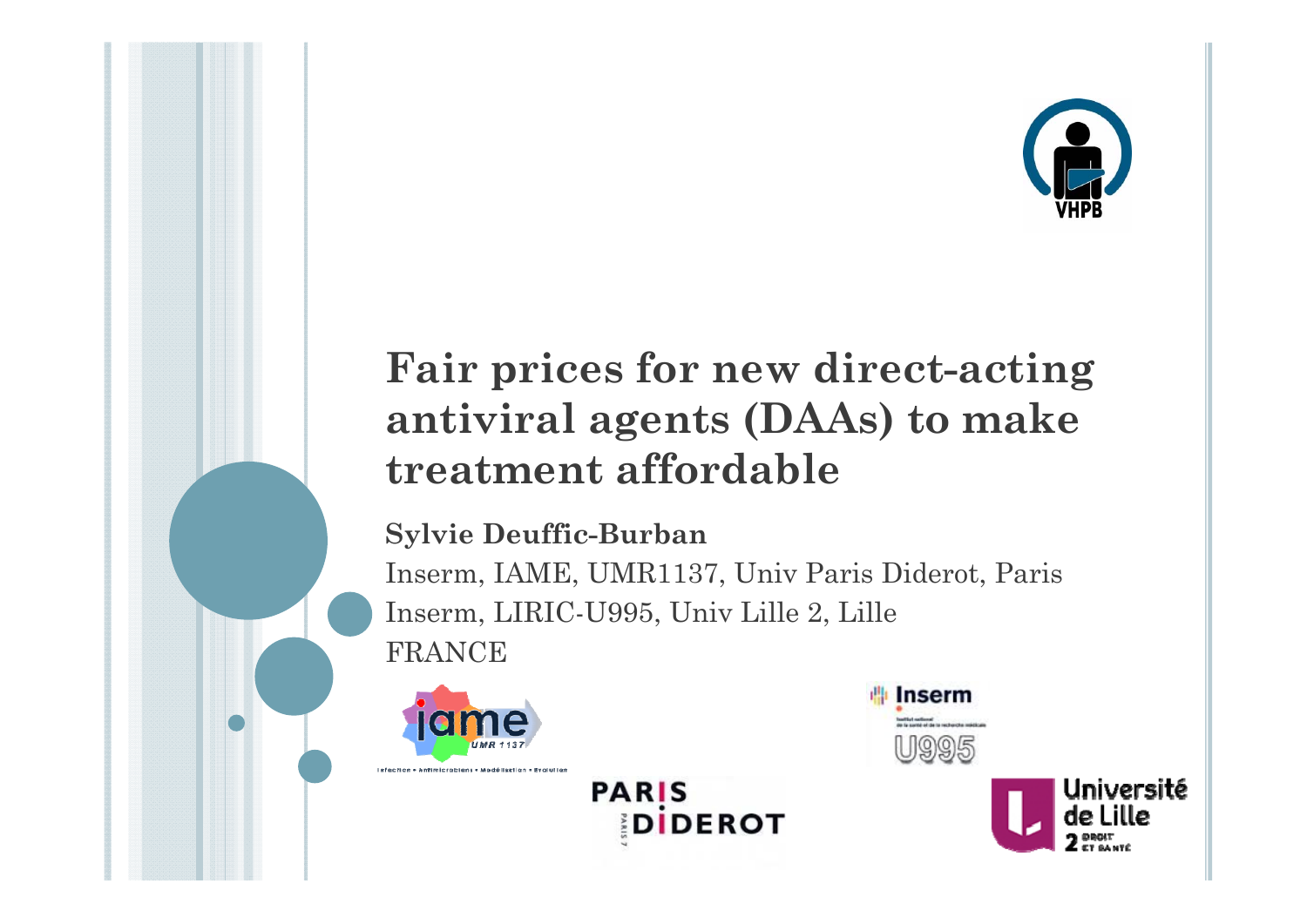# Fair prices for new direct-acting antiviral agents (DAAs) to make treatment affordable

**Sylvie Deuffic-Burban**

Inserm, IAME, UMR1137, Univ Paris Diderot, Paris

Inserm, LIRIC-U995, Univ Lille 2, Lille

FRANCE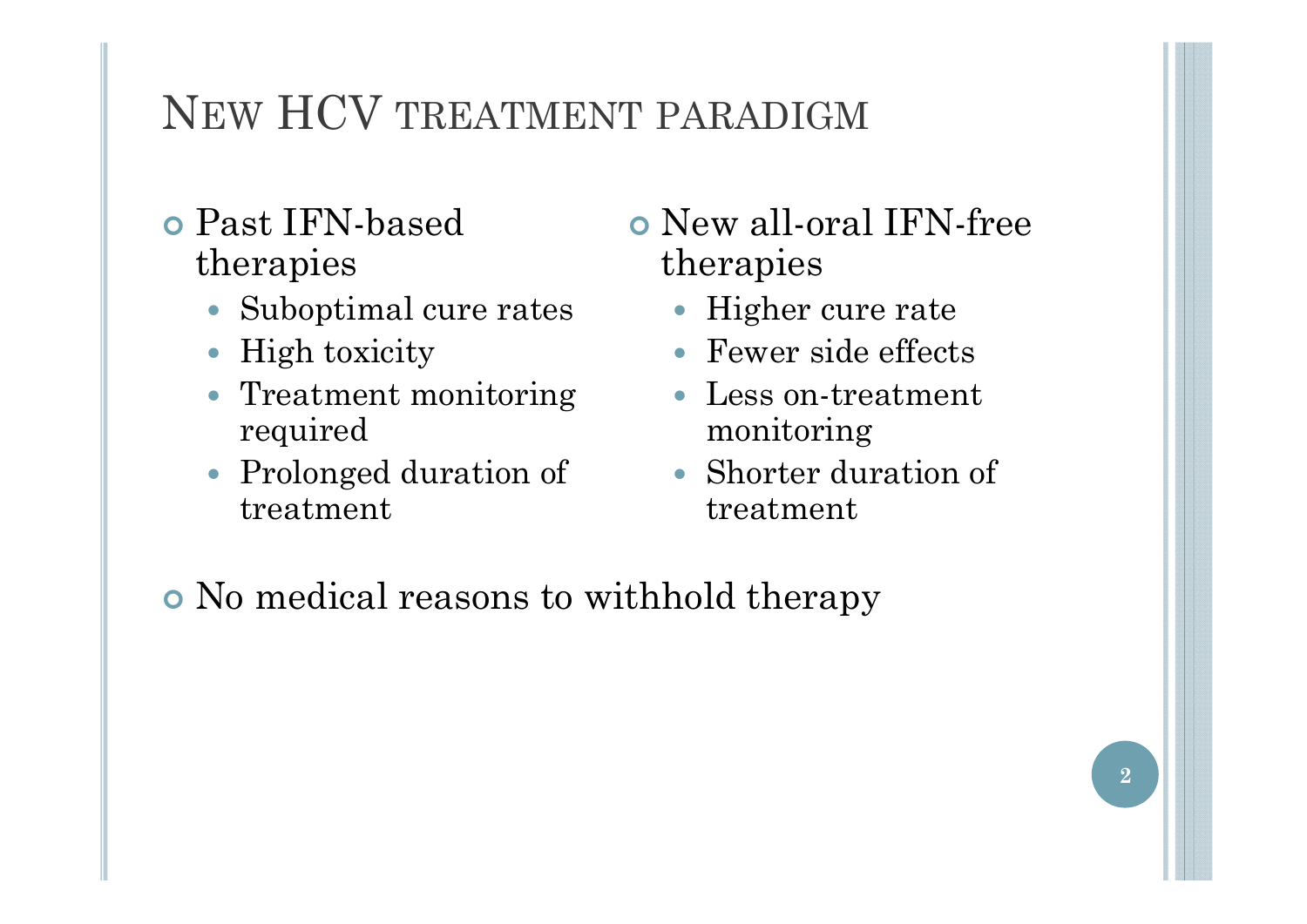# New HCV treatment paradigm

- Past IFN-based therapies
  - Suboptimal cure rates
  - High toxicity
  - Treatment monitoring required
  - Prolonged duration of treatment

- New all-oral IFN-free therapies
  - Higher cure rate
  - Fewer side effects
  - Less on-treatment monitoring
  - Shorter duration of treatment

- No medical reasons to withhold therapy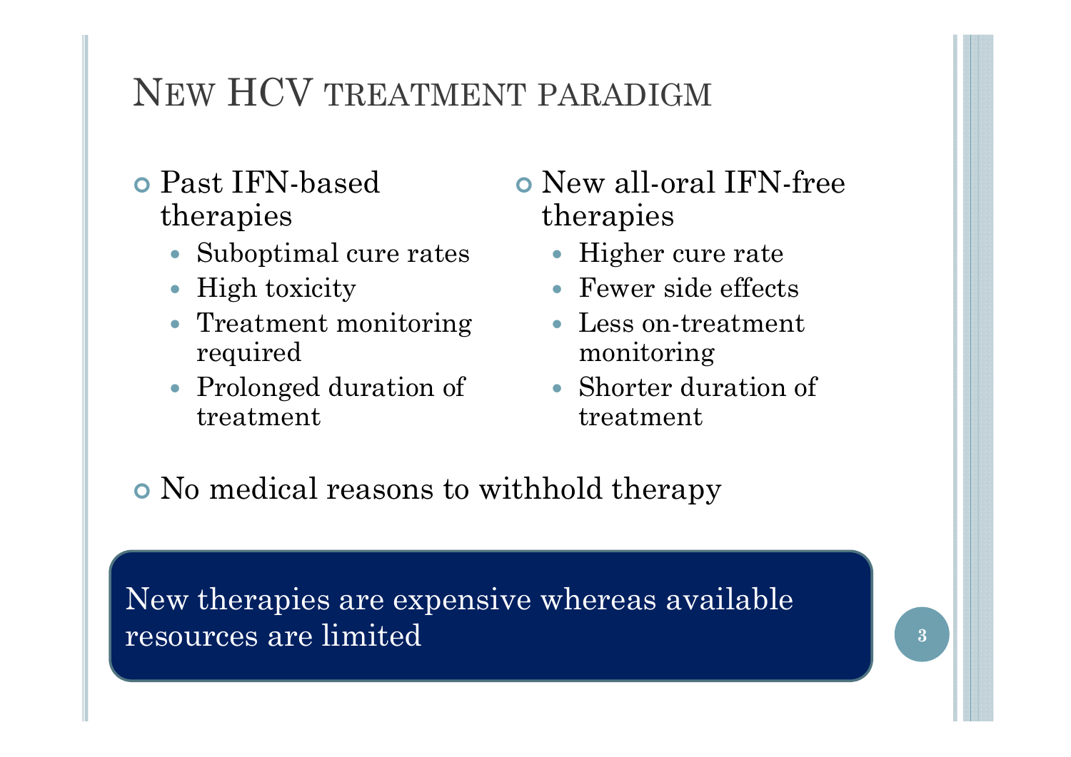# New HCV treatment paradigm

- Past IFN-based therapies
  - Suboptimal cure rates
  - High toxicity
  - Treatment monitoring required
  - Prolonged duration of treatment

- New all-oral IFN-free therapies
  - Higher cure rate
  - Fewer side effects
  - Less on-treatment monitoring
  - Shorter duration of treatment

- No medical reasons to withhold therapy

New therapies are expensive whereas available resources are limited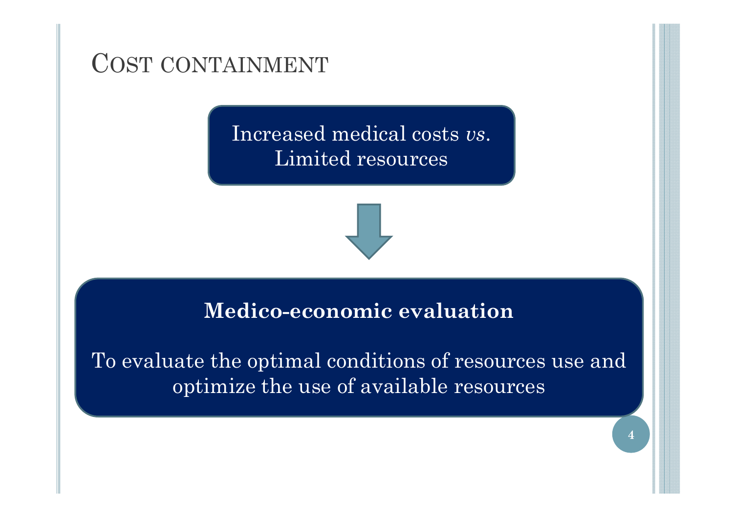# Cost containment

Increased medical costs *vs.* Limited resources

↓

**Medico-economic evaluation**

To evaluate the optimal conditions of resources use and optimize the use of available resources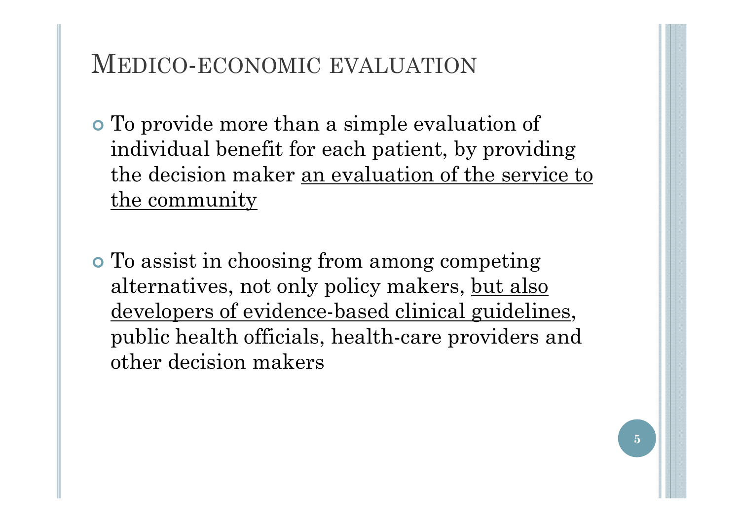# Medico-economic evaluation

- To provide more than a simple evaluation of individual benefit for each patient, by providing the decision maker <u>an evaluation of the service to the community</u>

- To assist in choosing from among competing alternatives, not only policy makers, <u>but also developers of evidence-based clinical guidelines</u>, public health officials, health-care providers and other decision makers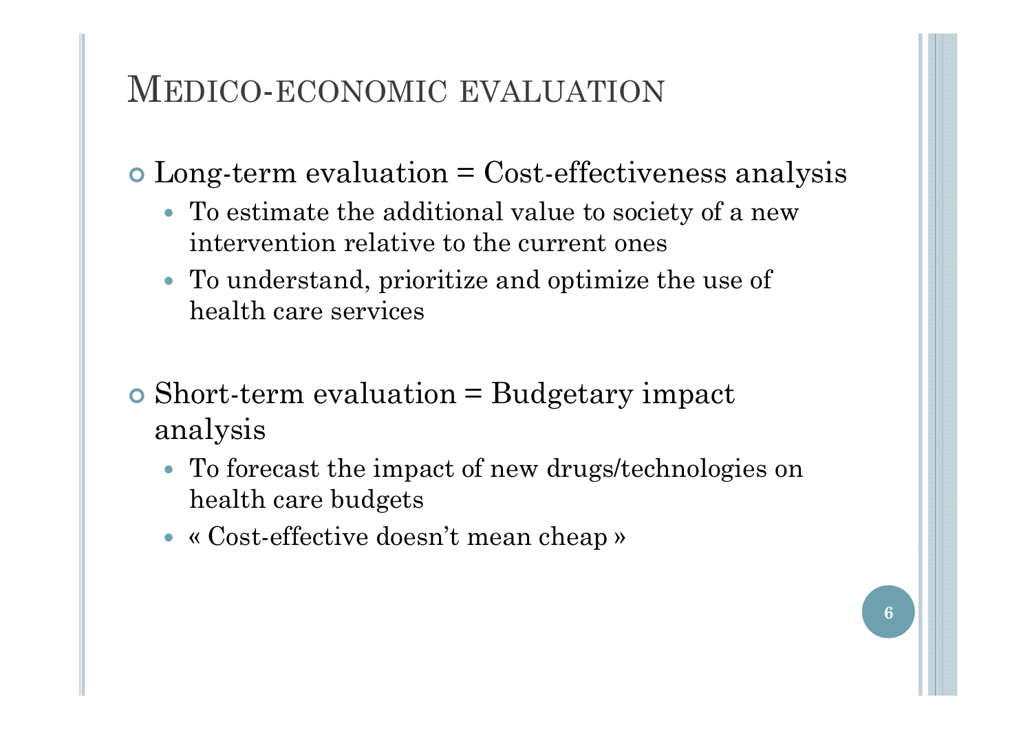# Medico-economic evaluation

- Long-term evaluation = Cost-effectiveness analysis
  - To estimate the additional value to society of a new intervention relative to the current ones
  - To understand, prioritize and optimize the use of health care services

- Short-term evaluation = Budgetary impact analysis
  - To forecast the impact of new drugs/technologies on health care budgets
  - « Cost-effective doesn't mean cheap »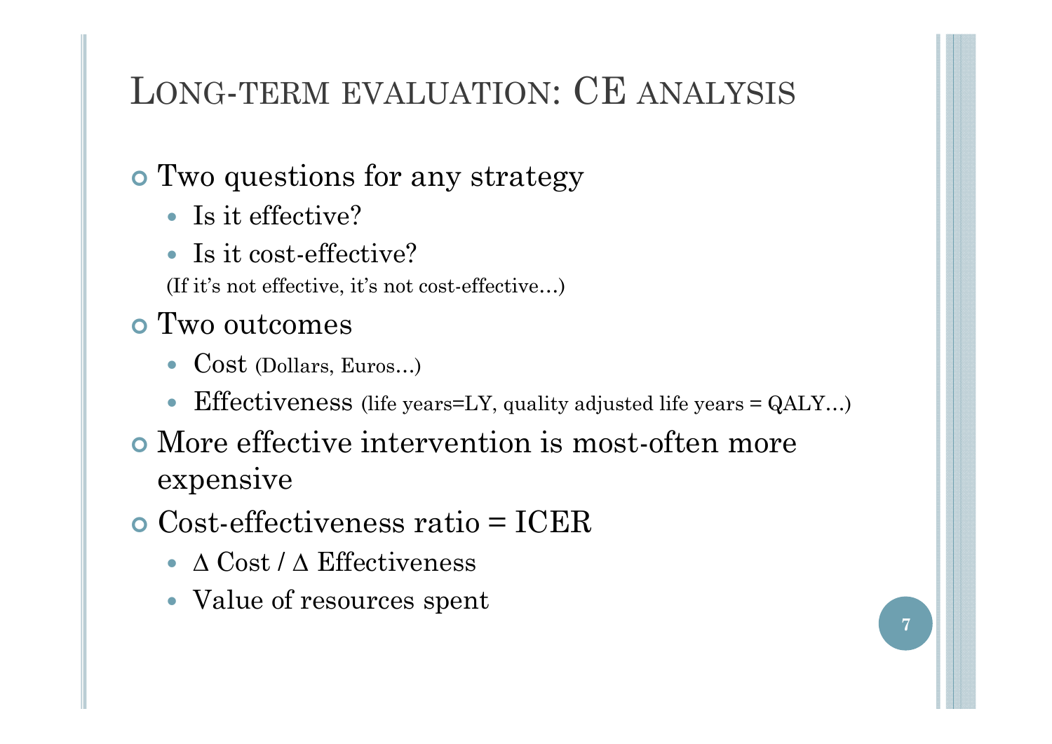# Long-term evaluation: CE analysis

- Two questions for any strategy
  - Is it effective?
  - Is it cost-effective?

  (If it's not effective, it's not cost-effective…)
- Two outcomes
  - Cost (Dollars, Euros…)
  - Effectiveness (life years=LY, quality adjusted life years = QALY…)
- More effective intervention is most-often more expensive
- Cost-effectiveness ratio = ICER
  - $\Delta$ Cost / $\Delta$ Effectiveness
  - Value of resources spent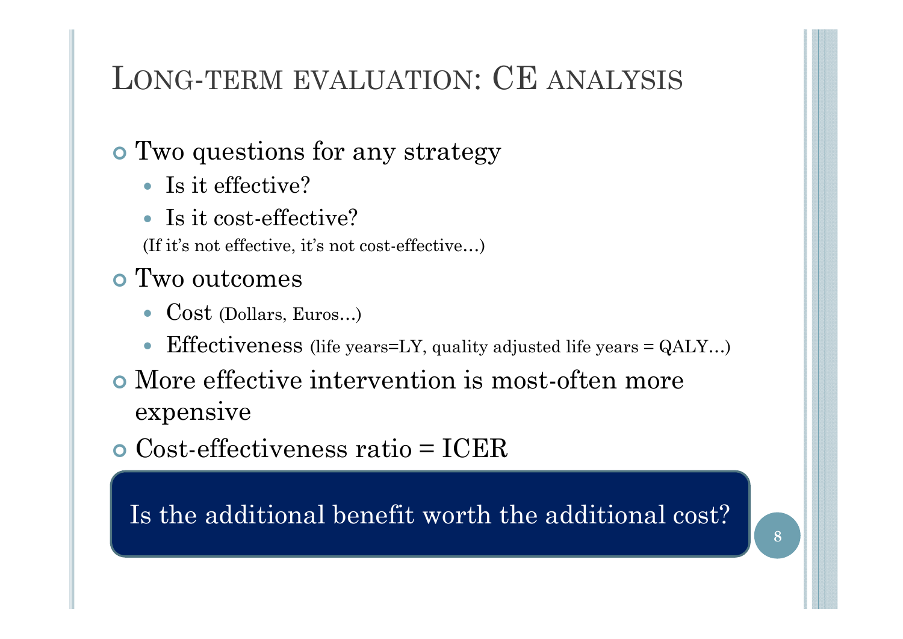# LONG-TERM EVALUATION: CE ANALYSIS

- Two questions for any strategy
  - Is it effective?
  - Is it cost-effective?

  (If it's not effective, it's not cost-effective…)
- Two outcomes
  - Cost (Dollars, Euros…)
  - Effectiveness (life years=LY, quality adjusted life years = QALY…)
- More effective intervention is most-often more expensive
- Cost-effectiveness ratio = ICER

**Is the additional benefit worth the additional cost?**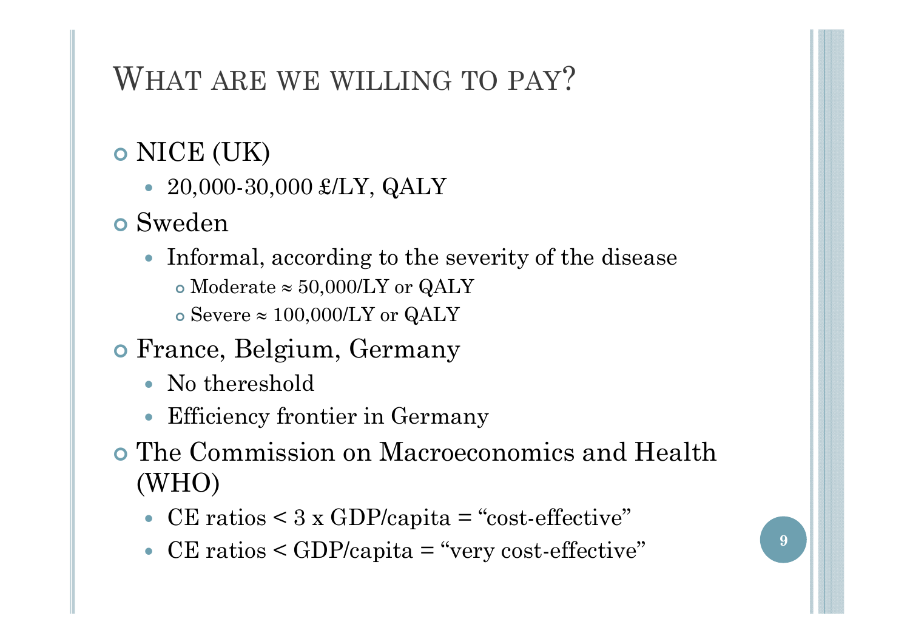# What are we willing to pay?

- NICE (UK)
  - 20,000-30,000 £/LY, QALY
- Sweden
  - Informal, according to the severity of the disease
    - Moderate ≈ 50,000/LY or QALY
    - Severe ≈ 100,000/LY or QALY
- France, Belgium, Germany
  - No thereshold
  - Efficiency frontier in Germany
- The Commission on Macroeconomics and Health (WHO)
  - CE ratios < 3 x GDP/capita = "cost-effective"
  - CE ratios < GDP/capita = "very cost-effective"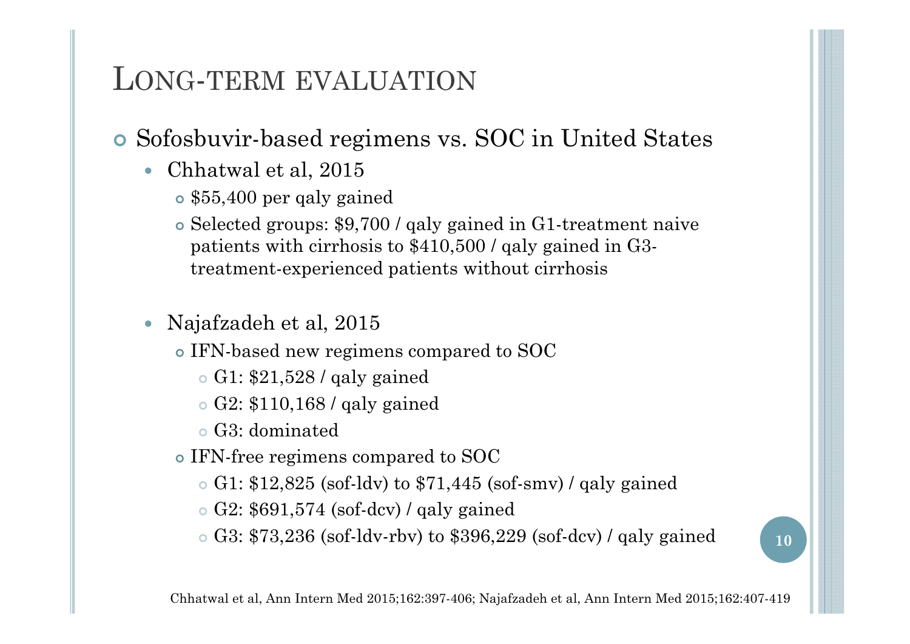# Long-term evaluation

- Sofosbuvir-based regimens vs. SOC in United States
  - Chhatwal et al, 2015
    - $55,400 per qaly gained
    - Selected groups: $9,700 / qaly gained in G1-treatment naive patients with cirrhosis to $410,500 / qaly gained in G3-treatment-experienced patients without cirrhosis
  - Najafzadeh et al, 2015
    - IFN-based new regimens compared to SOC
      - G1: $21,528 / qaly gained
      - G2: $110,168 / qaly gained
      - G3: dominated
    - IFN-free regimens compared to SOC
      - G1: $12,825 (sof-ldv) to $71,445 (sof-smv) / qaly gained
      - G2: $691,574 (sof-dcv) / qaly gained
      - G3: $73,236 (sof-ldv-rbv) to $396,229 (sof-dcv) / qaly gained

Chhatwal et al, Ann Intern Med 2015;162:397-406; Najafzadeh et al, Ann Intern Med 2015;162:407-419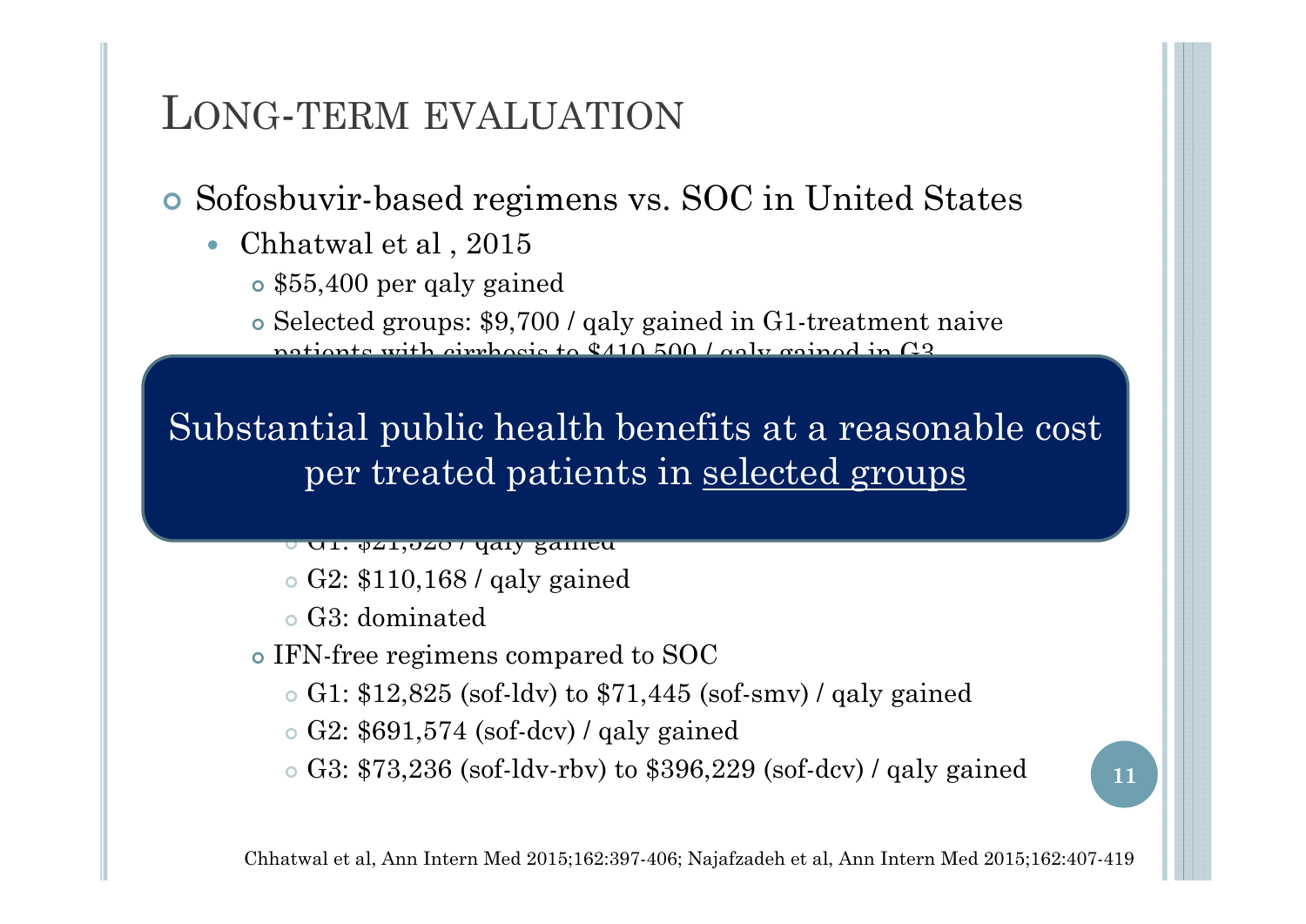# Long-term evaluation

- Sofosbuvir-based regimens vs. SOC in United States
  - Chhatwal et al , 2015
    - $55,400 per qaly gained
    - Selected groups: $9,700 / qaly gained in G1-treatment naive patients with cirrhosis to $410,500 / qaly gained in G3

**Substantial public health benefits at a reasonable cost per treated patients in selected groups**

- G1: $21,528 / qaly gained
- G2: $110,168 / qaly gained
- G3: dominated
- IFN-free regimens compared to SOC
  - G1: $12,825 (sof-ldv) to $71,445 (sof-smv) / qaly gained
  - G2: $691,574 (sof-dcv) / qaly gained
  - G3: $73,236 (sof-ldv-rbv) to $396,229 (sof-dcv) / qaly gained

Chhatwal et al, Ann Intern Med 2015;162:397-406; Najafzadeh et al, Ann Intern Med 2015;162:407-419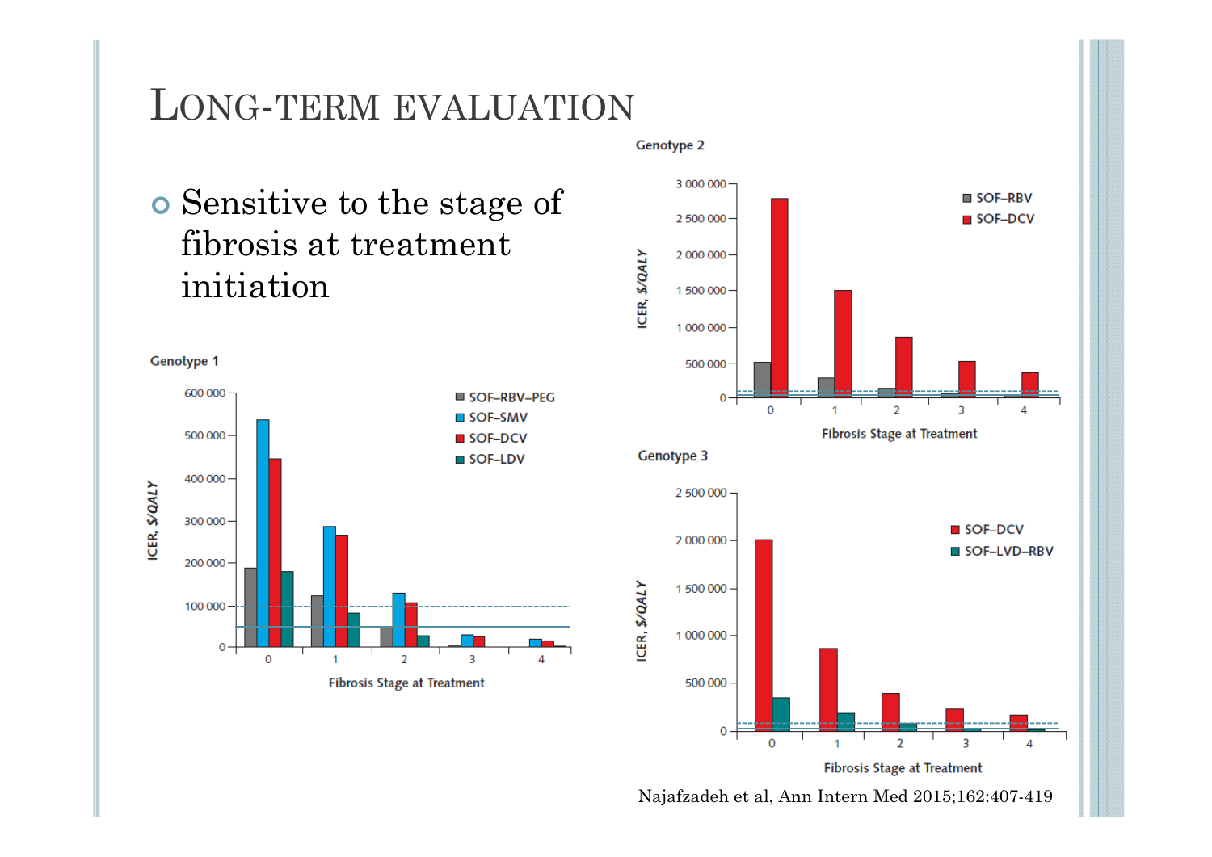# Long-term evaluation

- Sensitive to the stage of fibrosis at treatment initiation

Genotype 1

Genotype 2

Genotype 3

Najafzadeh et al, Ann Intern Med 2015;162:407-419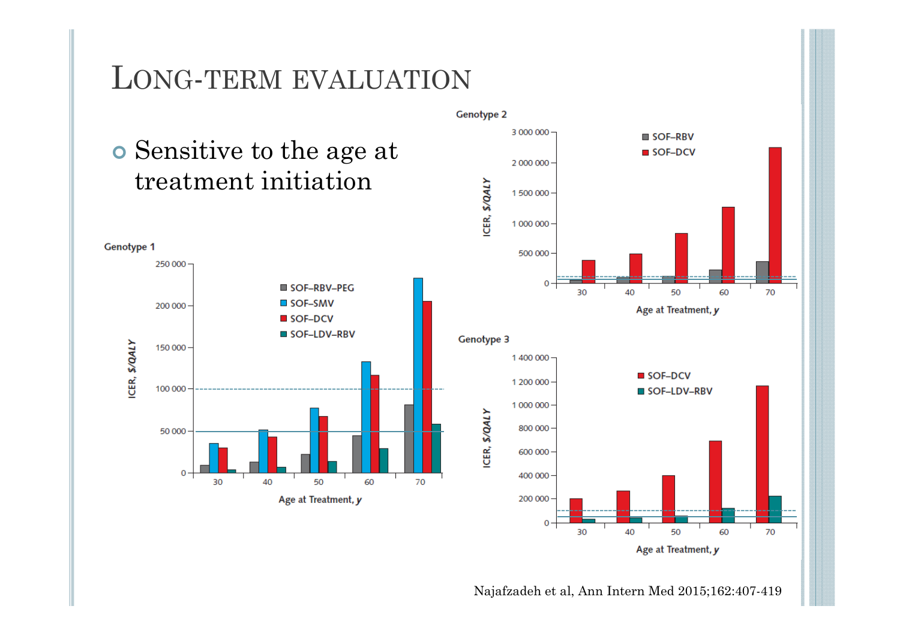# Long-term evaluation

- Sensitive to the age at treatment initiation

**Genotype 1**

ICER, $/QALY

SOF–RBV–PEG

SOF–SMV

SOF–DCV

SOF–LDV–RBV

Age at Treatment, y

**Genotype 2**

ICER, $/QALY

SOF–RBV

SOF–DCV

Age at Treatment, y

**Genotype 3**

ICER, $/QALY

SOF–DCV

SOF–LDV–RBV

Age at Treatment, y

Najafzadeh et al, Ann Intern Med 2015;162:407-419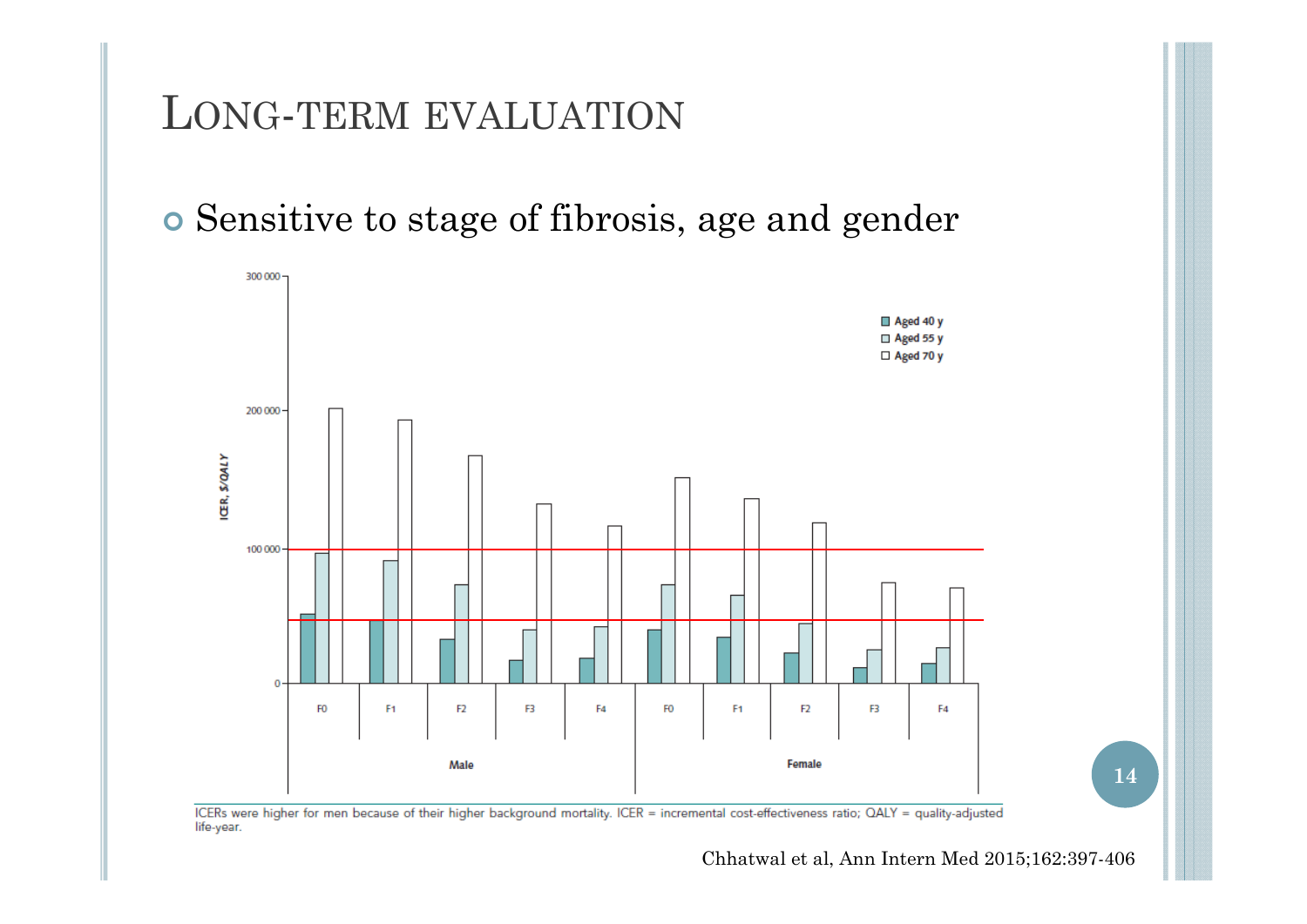# LONG-TERM EVALUATION

- Sensitive to stage of fibrosis, age and gender

ICERs were higher for men because of their higher background mortality. ICER = incremental cost-effectiveness ratio; QALY = quality-adjusted life-year.

Chhatwal et al, Ann Intern Med 2015;162:397-406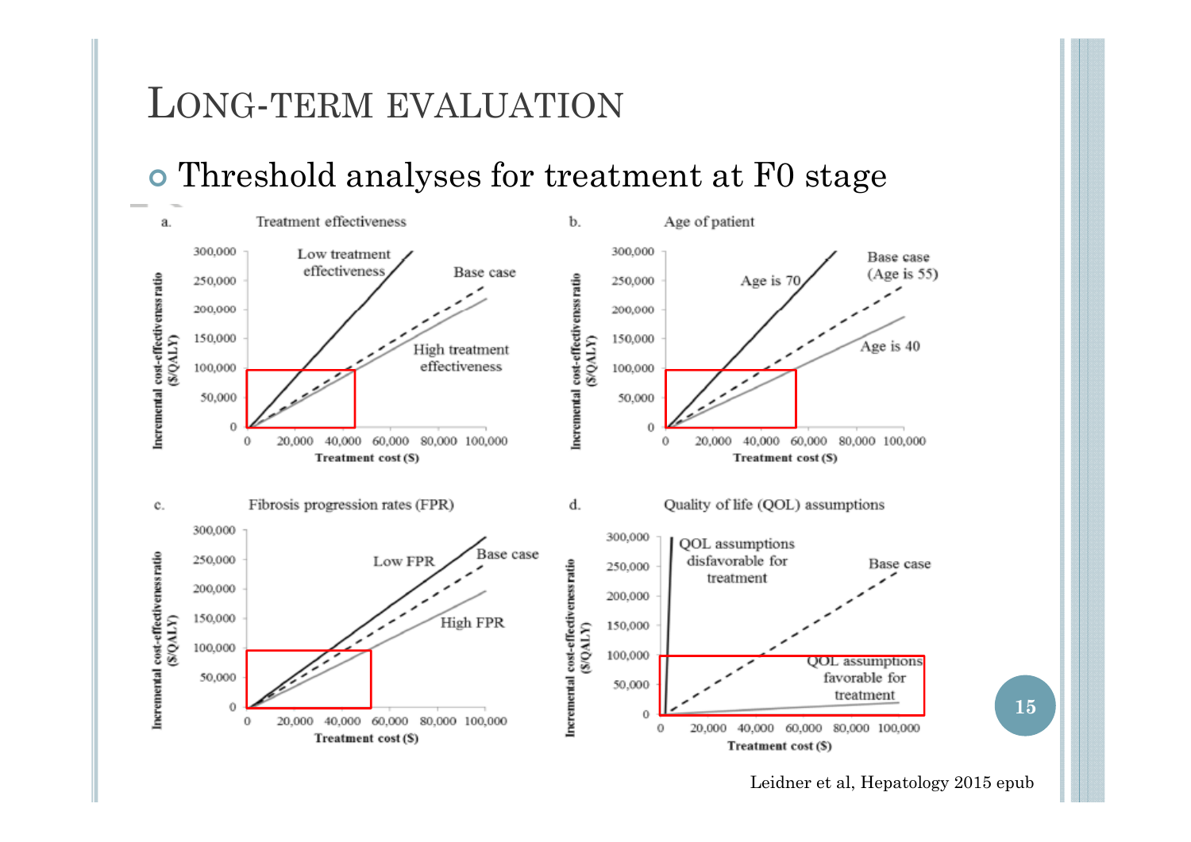# Long-term evaluation

- Threshold analyses for treatment at F0 stage

a. Treatment effectiveness

Incremental cost-effectiveness ratio ($/QALY)

300,000
250,000
200,000
150,000
100,000
50,000
0

0 20,000 40,000 60,000 80,000 100,000

Treatment cost ($)

Low treatment effectiveness

Base case

High treatment effectiveness

b. Age of patient

Incremental cost-effectiveness ratio ($/QALY)

300,000
250,000
200,000
150,000
100,000
50,000
0

0 20,000 40,000 60,000 80,000 100,000

Treatment cost ($)

Age is 70

Base case (Age is 55)

Age is 40

c. Fibrosis progression rates (FPR)

Incremental cost-effectiveness ratio ($/QALY)

300,000
250,000
200,000
150,000
100,000
50,000
0

0 20,000 40,000 60,000 80,000 100,000

Treatment cost ($)

Low FPR

Base case

High FPR

d. Quality of life (QOL) assumptions

Incremental cost-effectiveness ratio ($/QALY)

300,000
250,000
200,000
150,000
100,000
50,000
0

0 20,000 40,000 60,000 80,000 100,000

Treatment cost ($)

QOL assumptions disfavorable for treatment

Base case

QOL assumptions favorable for treatment

Leidner et al, Hepatology 2015 epub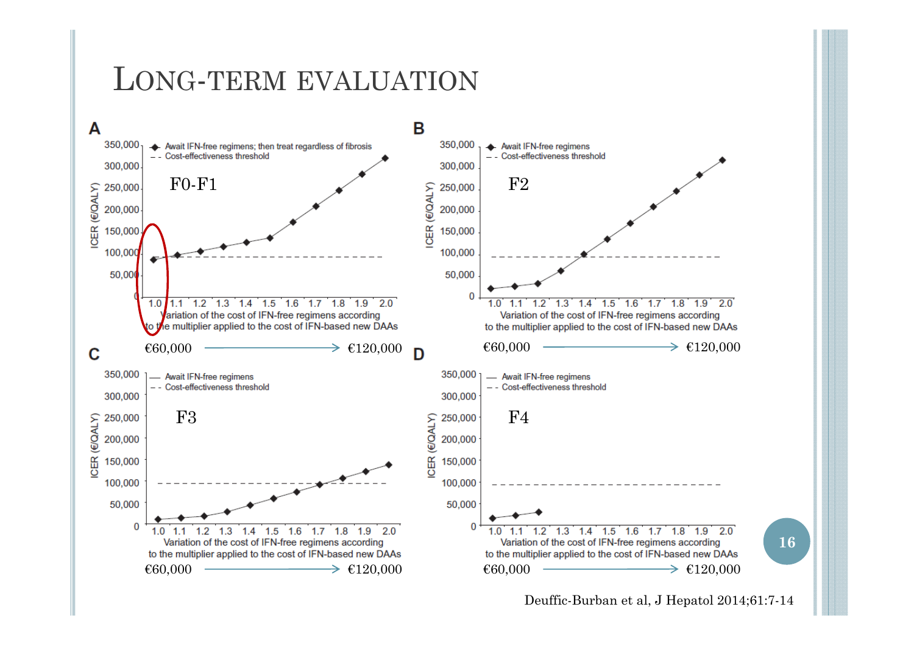# LONG-TERM EVALUATION

**A** — F0-F1

- Await IFN-free regimens; then treat regardless of fibrosis
- Cost-effectiveness threshold

ICER (€/QALY): 0, 50,000, 100,000, 150,000, 200,000, 250,000, 300,000, 350,000

Variation of the cost of IFN-free regimens according to the multiplier applied to the cost of IFN-based new DAAs: 1.0, 1.1, 1.2, 1.3, 1.4, 1.5, 1.6, 1.7, 1.8, 1.9, 2.0

€60,000 → €120,000

**B** — F2

- Await IFN-free regimens
- Cost-effectiveness threshold

ICER (€/QALY): 0, 50,000, 100,000, 150,000, 200,000, 250,000, 300,000, 350,000

Variation of the cost of IFN-free regimens according to the multiplier applied to the cost of IFN-based new DAAs: 1.0, 1.1, 1.2, 1.3, 1.4, 1.5, 1.6, 1.7, 1.8, 1.9, 2.0

€60,000 → €120,000

**C** — F3

- Await IFN-free regimens
- Cost-effectiveness threshold

ICER (€/QALY): 0, 50,000, 100,000, 150,000, 200,000, 250,000, 300,000, 350,000

Variation of the cost of IFN-free regimens according to the multiplier applied to the cost of IFN-based new DAAs: 1.0, 1.1, 1.2, 1.3, 1.4, 1.5, 1.6, 1.7, 1.8, 1.9, 2.0

€60,000 → €120,000

**D** — F4

- Await IFN-free regimens
- Cost-effectiveness threshold

ICER (€/QALY): 0, 50,000, 100,000, 150,000, 200,000, 250,000, 300,000, 350,000

Variation of the cost of IFN-free regimens according to the multiplier applied to the cost of IFN-based new DAAs: 1.0, 1.1, 1.2, 1.3, 1.4, 1.5, 1.6, 1.7, 1.8, 1.9, 2.0

€60,000 → €120,000

Deuffic-Burban et al, J Hepatol 2014;61:7-14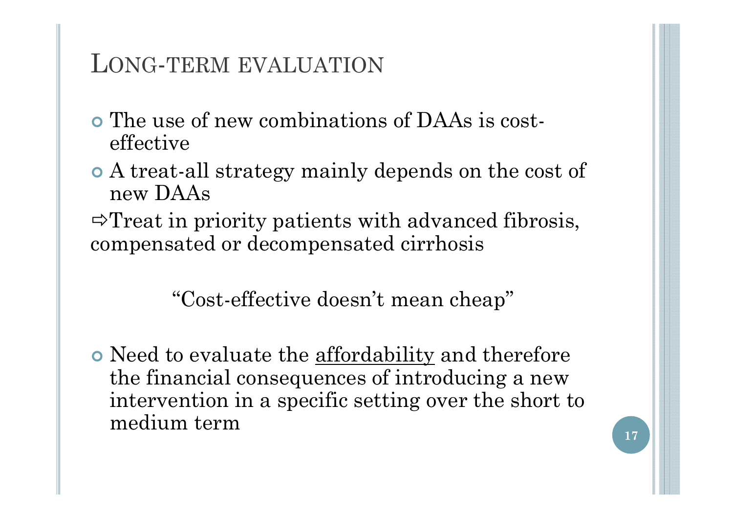# LONG-TERM EVALUATION

- The use of new combinations of DAAs is cost-effective
- A treat-all strategy mainly depends on the cost of new DAAs

⇨Treat in priority patients with advanced fibrosis, compensated or decompensated cirrhosis

"Cost-effective doesn't mean cheap"

- Need to evaluate the <u>affordability</u> and therefore the financial consequences of introducing a new intervention in a specific setting over the short to medium term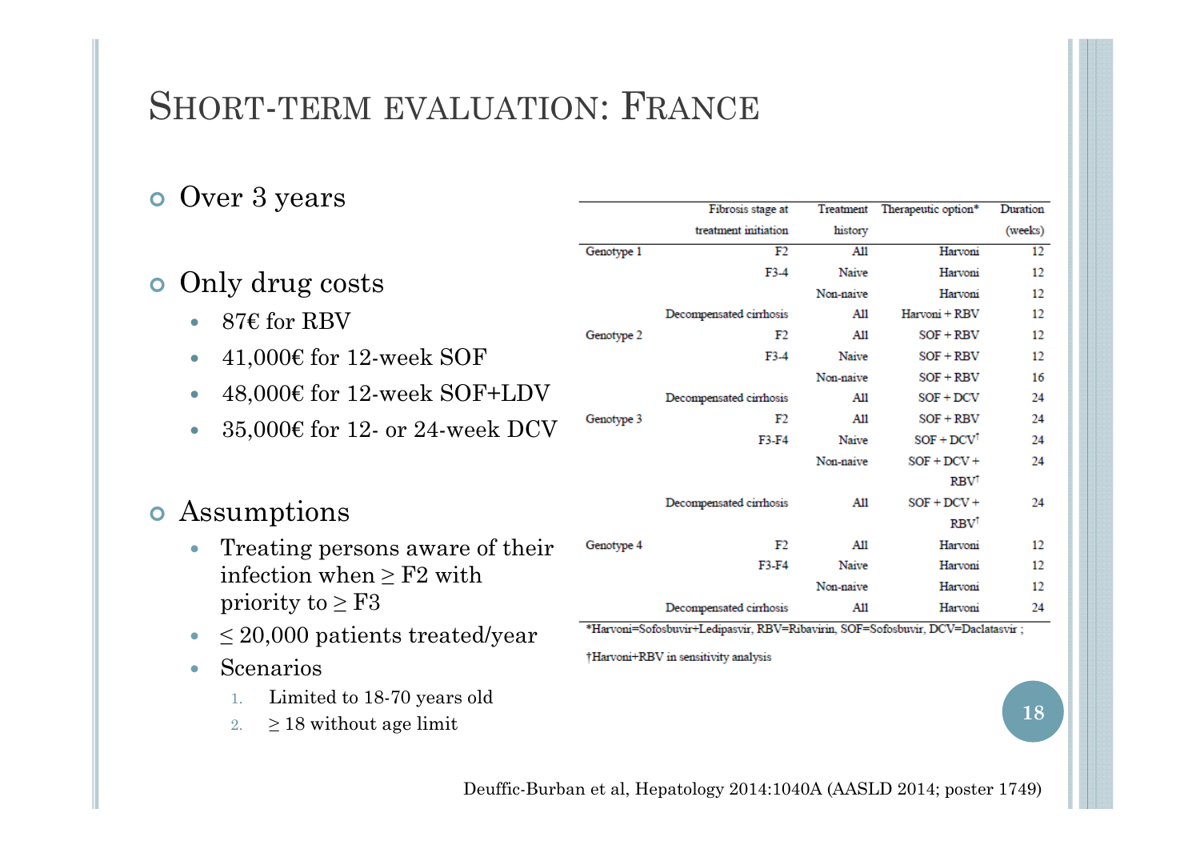# SHORT-TERM EVALUATION: FRANCE

- Over 3 years
- Only drug costs
  - 87€ for RBV
  - 41,000€ for 12-week SOF
  - 48,000€ for 12-week SOF+LDV
  - 35,000€ for 12- or 24-week DCV
- Assumptions
  - Treating persons aware of their infection when ≥ F2 with priority to ≥ F3
  - ≤ 20,000 patients treated/year
  - Scenarios
    1. Limited to 18-70 years old
    2. ≥ 18 without age limit

| | Fibrosis stage at treatment initiation | Treatment history | Therapeutic option* | Duration (weeks) |
|---|---|---|---|---|
| Genotype 1 | F2 | All | Harvoni | 12 |
| | F3-4 | Naive | Harvoni | 12 |
| | | Non-naive | Harvoni | 12 |
| | Decompensated cirrhosis | All | Harvoni + RBV | 12 |
| Genotype 2 | F2 | All | SOF + RBV | 12 |
| | F3-4 | Naive | SOF + RBV | 12 |
| | | Non-naive | SOF + RBV | 16 |
| | Decompensated cirrhosis | All | SOF + DCV | 24 |
| Genotype 3 | F2 | All | SOF + RBV | 24 |
| | F3-F4 | Naive | SOF + DCV† | 24 |
| | | Non-naive | SOF + DCV + RBV† | 24 |
| | Decompensated cirrhosis | All | SOF + DCV + RBV† | 24 |
| Genotype 4 | F2 | All | Harvoni | 12 |
| | F3-F4 | Naive | Harvoni | 12 |
| | | Non-naive | Harvoni | 12 |
| | Decompensated cirrhosis | All | Harvoni | 24 |

*Harvoni=Sofosbuvir+Ledipasvir, RBV=Ribavirin, SOF=Sofosbuvir, DCV=Daclatasvir ;

†Harvoni+RBV in sensitivity analysis

Deuffic-Burban et al, Hepatology 2014:1040A (AASLD 2014; poster 1749)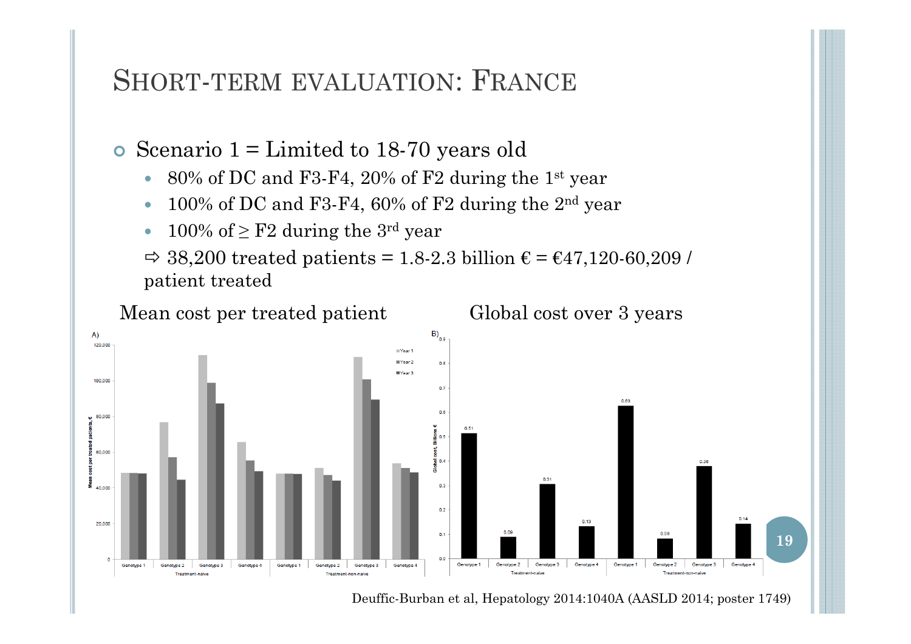# SHORT-TERM EVALUATION: FRANCE

- Scenario 1 = Limited to 18-70 years old
  - 80% of DC and F3-F4, 20% of F2 during the 1st year
  - 100% of DC and F3-F4, 60% of F2 during the 2nd year
  - 100% of ≥ F2 during the 3rd year

  ⇨ 38,200 treated patients = 1.8-2.3 billion € = €47,120-60,209 / patient treated

Mean cost per treated patient

Global cost over 3 years

Deuffic-Burban et al, Hepatology 2014:1040A (AASLD 2014; poster 1749)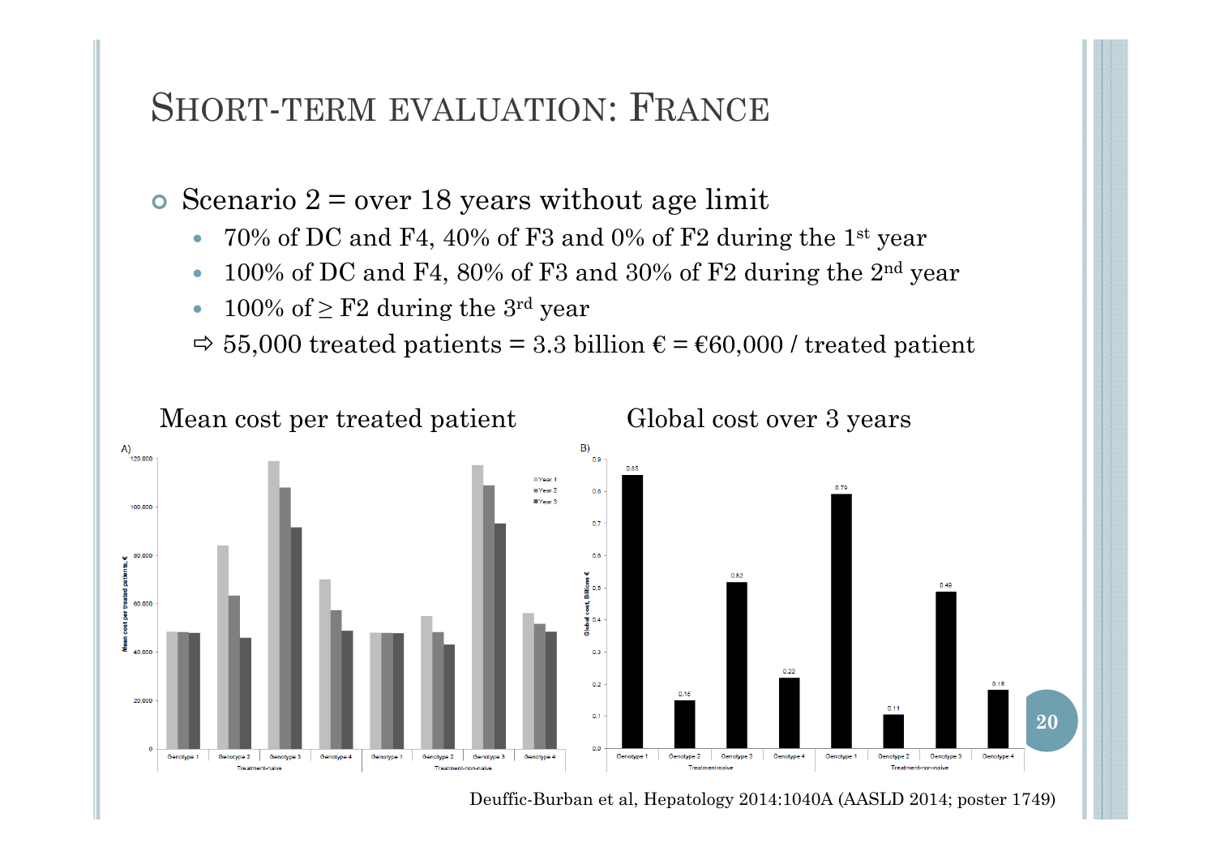# Short-term evaluation: France

- Scenario 2 = over 18 years without age limit
  - 70% of DC and F4, 40% of F3 and 0% of F2 during the 1st year
  - 100% of DC and F4, 80% of F3 and 30% of F2 during the 2nd year
  - 100% of ≥ F2 during the 3rd year
  - ⇨ 55,000 treated patients = 3.3 billion € = €60,000 / treated patient

Mean cost per treated patient

Global cost over 3 years

Deuffic-Burban et al, Hepatology 2014:1040A (AASLD 2014; poster 1749)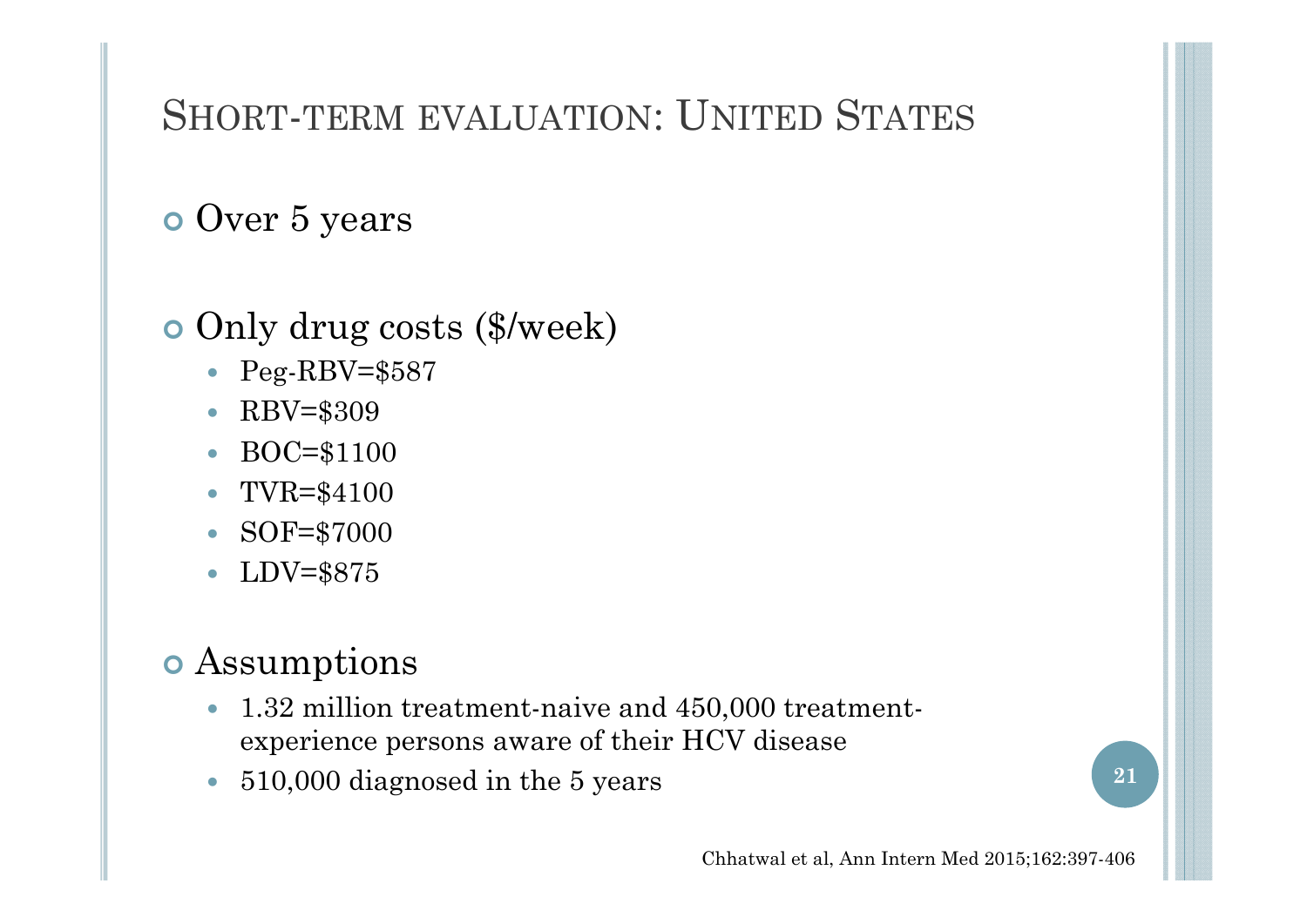# Short-term evaluation: United States

- Over 5 years
- Only drug costs ($/week)
  - Peg-RBV=$587
  - RBV=$309
  - BOC=$1100
  - TVR=$4100
  - SOF=$7000
  - LDV=$875
- Assumptions
  - 1.32 million treatment-naive and 450,000 treatment-experience persons aware of their HCV disease
  - 510,000 diagnosed in the 5 years

Chhatwal et al, Ann Intern Med 2015;162:397-406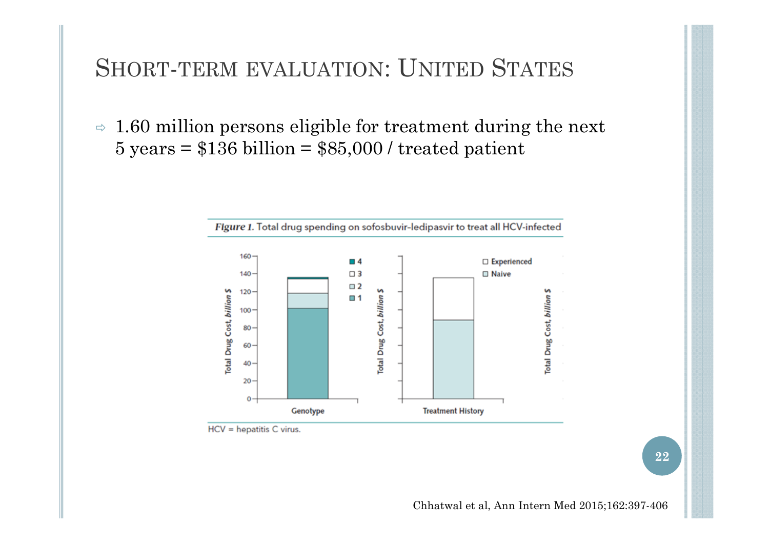# Short-term evaluation: United States

- 1.60 million persons eligible for treatment during the next 5 years = \$136 billion = \$85,000 / treated patient

*Figure 1.* Total drug spending on sofosbuvir-ledipasvir to treat all HCV-infected

HCV = hepatitis C virus.

Chhatwal et al, Ann Intern Med 2015;162:397-406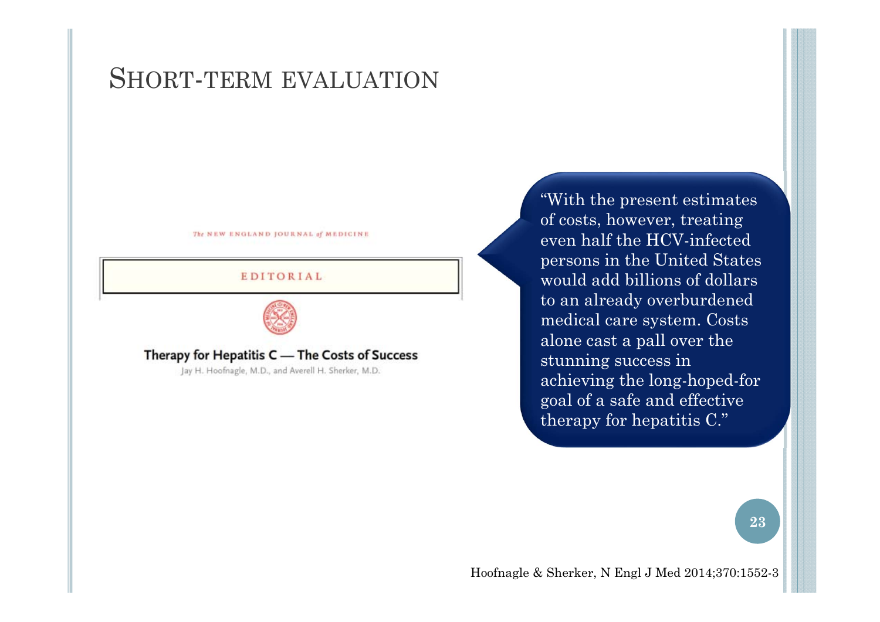# Short-term evaluation

The NEW ENGLAND JOURNAL of MEDICINE

EDITORIAL

**Therapy for Hepatitis C — The Costs of Success**

Jay H. Hoofnagle, M.D., and Averell H. Sherker, M.D.

"With the present estimates of costs, however, treating even half the HCV-infected persons in the United States would add billions of dollars to an already overburdened medical care system. Costs alone cast a pall over the stunning success in achieving the long-hoped-for goal of a safe and effective therapy for hepatitis C."

Hoofnagle & Sherker, N Engl J Med 2014;370:1552-3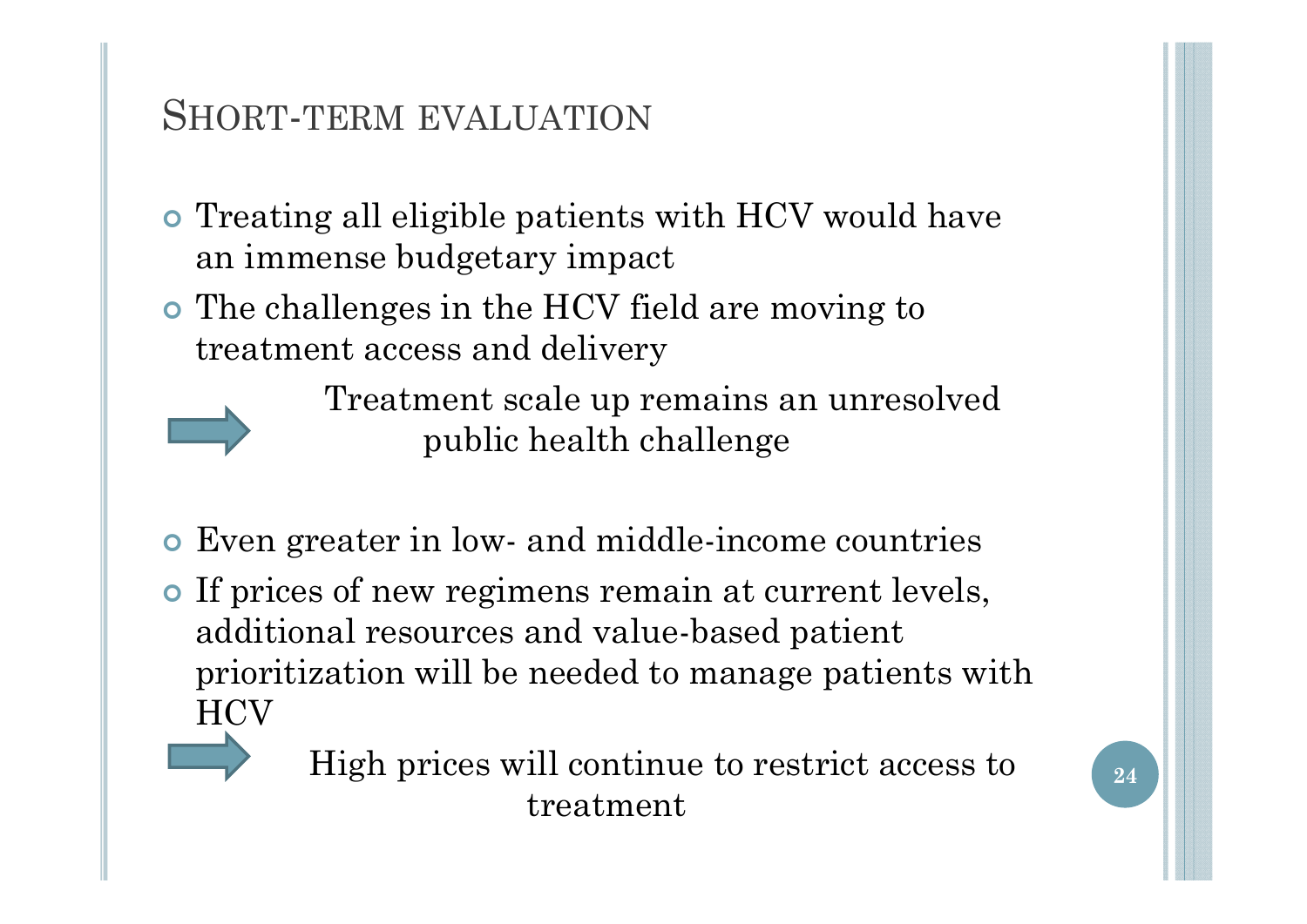# Short-term evaluation

- Treating all eligible patients with HCV would have an immense budgetary impact
- The challenges in the HCV field are moving to treatment access and delivery

➡ Treatment scale up remains an unresolved public health challenge

- Even greater in low- and middle-income countries
- If prices of new regimens remain at current levels, additional resources and value-based patient prioritization will be needed to manage patients with HCV

➡ High prices will continue to restrict access to treatment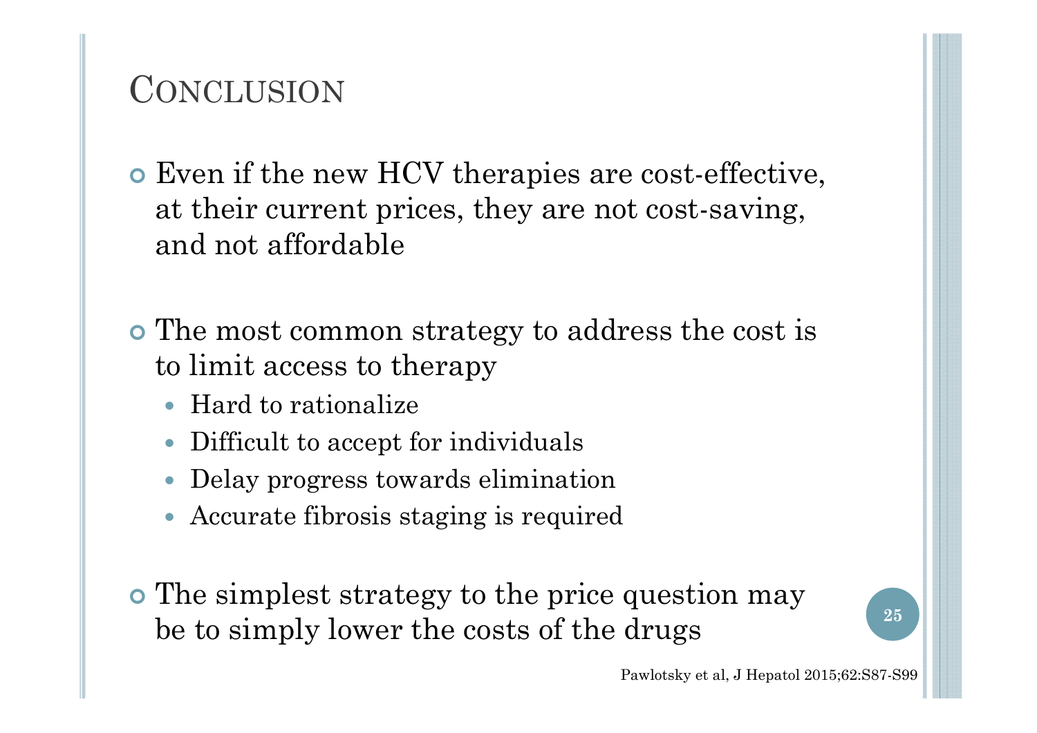# Conclusion

- Even if the new HCV therapies are cost-effective, at their current prices, they are not cost-saving, and not affordable

- The most common strategy to address the cost is to limit access to therapy
  - Hard to rationalize
  - Difficult to accept for individuals
  - Delay progress towards elimination
  - Accurate fibrosis staging is required

- The simplest strategy to the price question may be to simply lower the costs of the drugs

Pawlotsky et al, J Hepatol 2015;62:S87-S99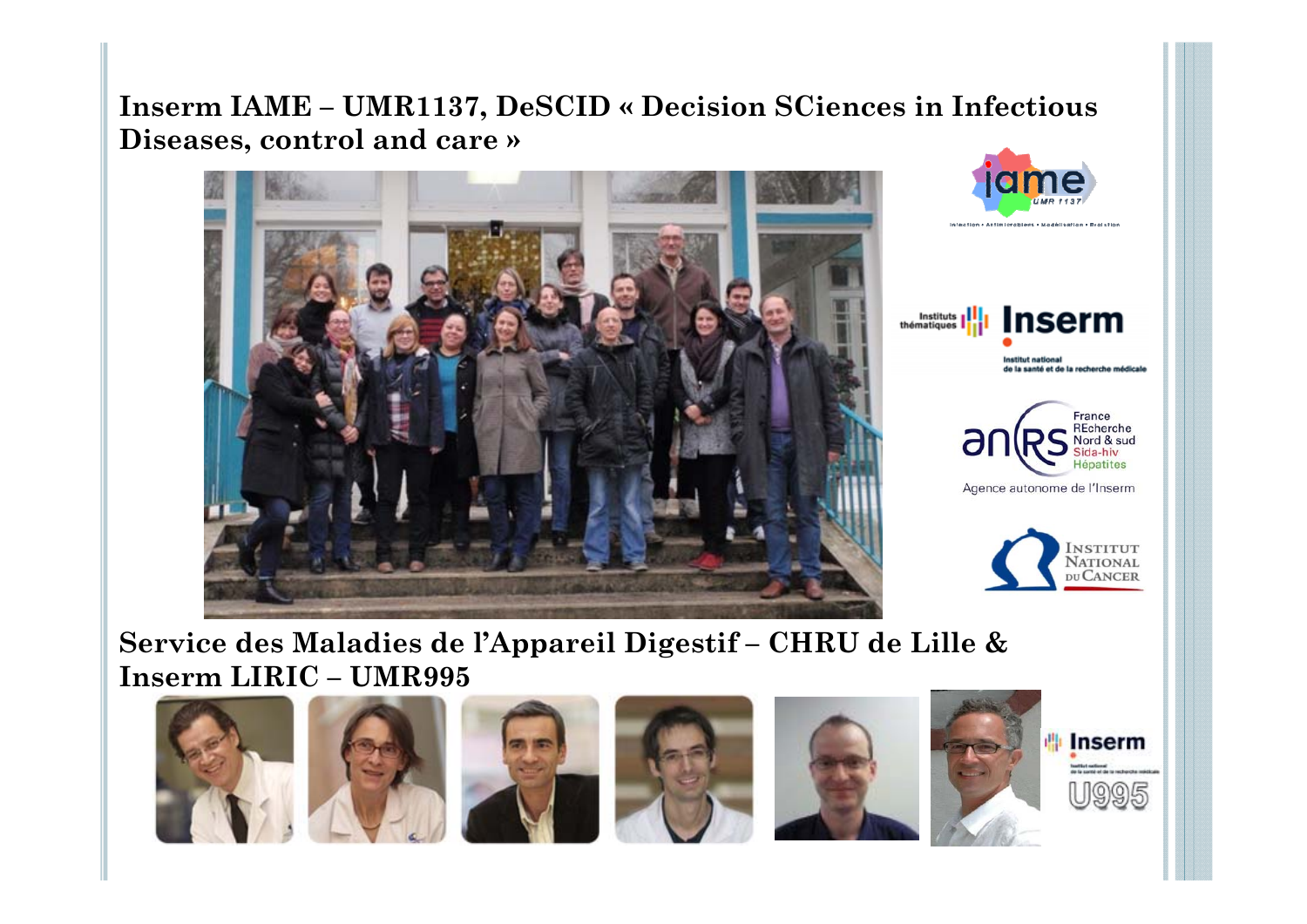**Inserm IAME – UMR1137, DeSCID « Decision SCiences in Infectious Diseases, control and care »**

**Service des Maladies de l'Appareil Digestif – CHRU de Lille & Inserm LIRIC – UMR995**